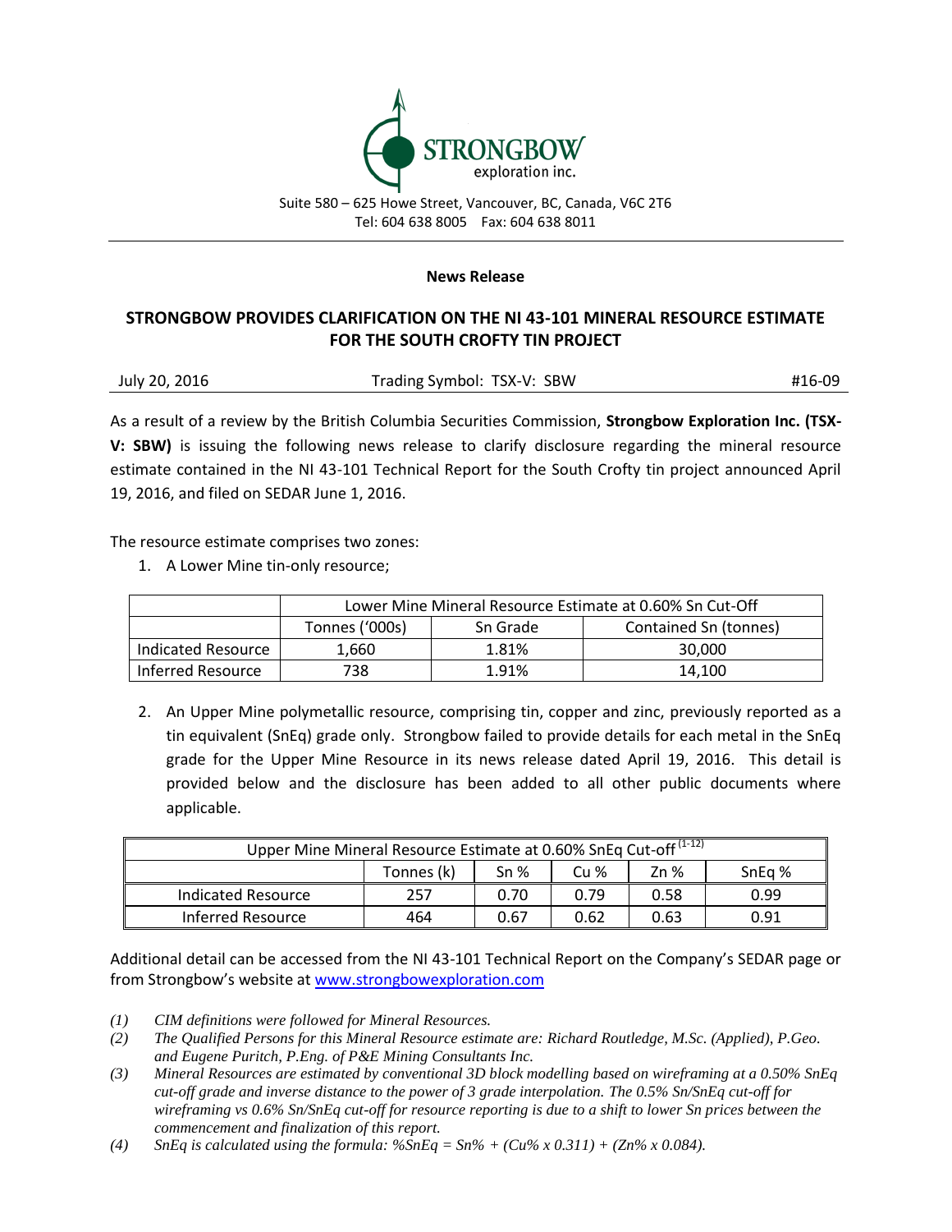STRONGBOW exploration inc.

Suite 580 – 625 Howe Street, Vancouver, BC, Canada, V6C 2T6
Tel: 604 638 8005 Fax: 604 638 8011

**News Release**

# STRONGBOW PROVIDES CLARIFICATION ON THE NI 43-101 MINERAL RESOURCE ESTIMATE FOR THE SOUTH CROFTY TIN PROJECT

July 20, 2016 Trading Symbol: TSX-V: SBW #16-09

As a result of a review by the British Columbia Securities Commission, **Strongbow Exploration Inc. (TSX-V: SBW)** is issuing the following news release to clarify disclosure regarding the mineral resource estimate contained in the NI 43-101 Technical Report for the South Crofty tin project announced April 19, 2016, and filed on SEDAR June 1, 2016.

The resource estimate comprises two zones:

1. A Lower Mine tin-only resource;

| | Lower Mine Mineral Resource Estimate at 0.60% Sn Cut-Off | | |
|---|---|---|---|
| | Tonnes ('000s) | Sn Grade | Contained Sn (tonnes) |
| Indicated Resource | 1,660 | 1.81% | 30,000 |
| Inferred Resource | 738 | 1.91% | 14,100 |

2. An Upper Mine polymetallic resource, comprising tin, copper and zinc, previously reported as a tin equivalent (SnEq) grade only. Strongbow failed to provide details for each metal in the SnEq grade for the Upper Mine Resource in its news release dated April 19, 2016. This detail is provided below and the disclosure has been added to all other public documents where applicable.

| Upper Mine Mineral Resource Estimate at 0.60% SnEq Cut-off (1-12) | | | | | |
|---|---|---|---|---|---|
| | Tonnes (k) | Sn % | Cu % | Zn % | SnEq % |
| Indicated Resource | 257 | 0.70 | 0.79 | 0.58 | 0.99 |
| Inferred Resource | 464 | 0.67 | 0.62 | 0.63 | 0.91 |

Additional detail can be accessed from the NI 43-101 Technical Report on the Company's SEDAR page or from Strongbow's website at www.strongbowexploration.com

*(1) CIM definitions were followed for Mineral Resources.*

*(2) The Qualified Persons for this Mineral Resource estimate are: Richard Routledge, M.Sc. (Applied), P.Geo. and Eugene Puritch, P.Eng. of P&E Mining Consultants Inc.*

*(3) Mineral Resources are estimated by conventional 3D block modelling based on wireframing at a 0.50% SnEq cut-off grade and inverse distance to the power of 3 grade interpolation. The 0.5% Sn/SnEq cut-off for wireframing vs 0.6% Sn/SnEq cut-off for resource reporting is due to a shift to lower Sn prices between the commencement and finalization of this report.*

*(4) SnEq is calculated using the formula: %SnEq = Sn% + (Cu% x 0.311) + (Zn% x 0.084).*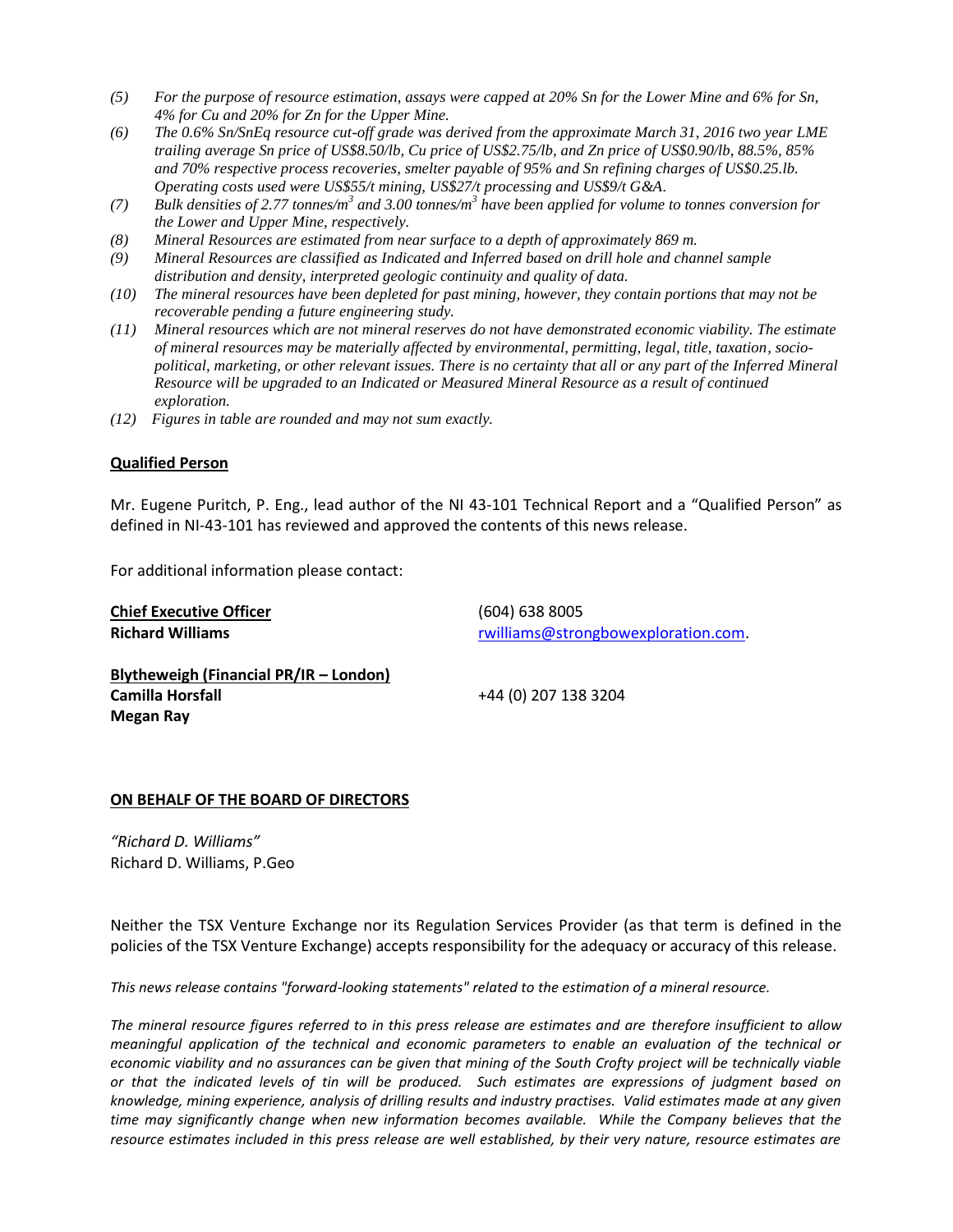*(5) For the purpose of resource estimation, assays were capped at 20% Sn for the Lower Mine and 6% for Sn, 4% for Cu and 20% for Zn for the Upper Mine.*

*(6) The 0.6% Sn/SnEq resource cut-off grade was derived from the approximate March 31, 2016 two year LME trailing average Sn price of US$8.50/lb, Cu price of US$2.75/lb, and Zn price of US$0.90/lb, 88.5%, 85% and 70% respective process recoveries, smelter payable of 95% and Sn refining charges of US$0.25.lb. Operating costs used were US$55/t mining, US$27/t processing and US$9/t G&A.*

*(7) Bulk densities of 2.77 tonnes/$m^3$ and 3.00 tonnes/$m^3$ have been applied for volume to tonnes conversion for the Lower and Upper Mine, respectively.*

*(8) Mineral Resources are estimated from near surface to a depth of approximately 869 m.*

*(9) Mineral Resources are classified as Indicated and Inferred based on drill hole and channel sample distribution and density, interpreted geologic continuity and quality of data.*

*(10) The mineral resources have been depleted for past mining, however, they contain portions that may not be recoverable pending a future engineering study.*

*(11) Mineral resources which are not mineral reserves do not have demonstrated economic viability. The estimate of mineral resources may be materially affected by environmental, permitting, legal, title, taxation, socio-political, marketing, or other relevant issues. There is no certainty that all or any part of the Inferred Mineral Resource will be upgraded to an Indicated or Measured Mineral Resource as a result of continued exploration.*

*(12) Figures in table are rounded and may not sum exactly.*

**Qualified Person**

Mr. Eugene Puritch, P. Eng., lead author of the NI 43-101 Technical Report and a "Qualified Person" as defined in NI-43-101 has reviewed and approved the contents of this news release.

For additional information please contact:

**Chief Executive Officer** (604) 638 8005
**Richard Williams** rwilliams@strongbowexploration.com.

**Blytheweigh (Financial PR/IR – London)**
**Camilla Horsfall** +44 (0) 207 138 3204
**Megan Ray**

**ON BEHALF OF THE BOARD OF DIRECTORS**

*"Richard D. Williams"*
Richard D. Williams, P.Geo

Neither the TSX Venture Exchange nor its Regulation Services Provider (as that term is defined in the policies of the TSX Venture Exchange) accepts responsibility for the adequacy or accuracy of this release.

*This news release contains "forward-looking statements" related to the estimation of a mineral resource.*

*The mineral resource figures referred to in this press release are estimates and are therefore insufficient to allow meaningful application of the technical and economic parameters to enable an evaluation of the technical or economic viability and no assurances can be given that mining of the South Crofty project will be technically viable or that the indicated levels of tin will be produced. Such estimates are expressions of judgment based on knowledge, mining experience, analysis of drilling results and industry practises. Valid estimates made at any given time may significantly change when new information becomes available. While the Company believes that the resource estimates included in this press release are well established, by their very nature, resource estimates are*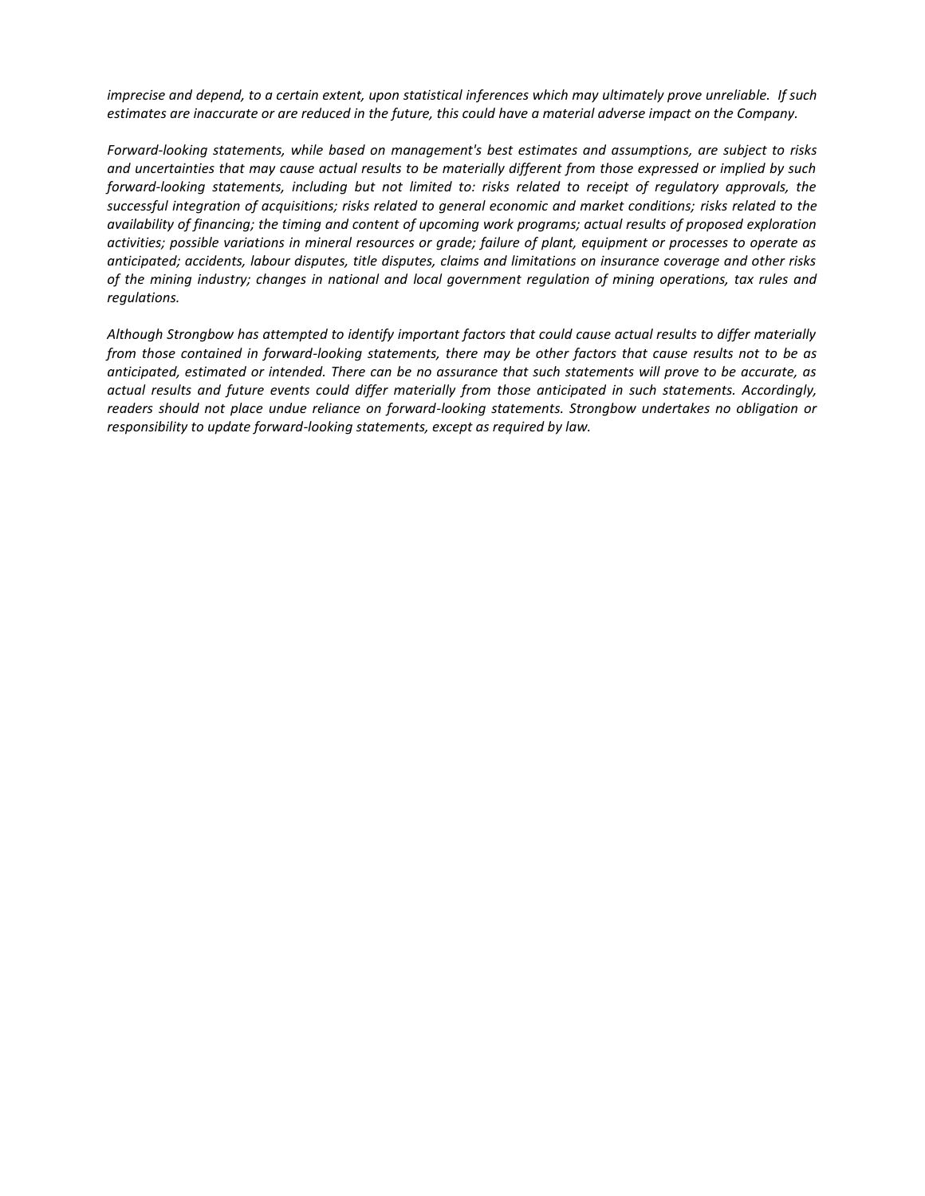*imprecise and depend, to a certain extent, upon statistical inferences which may ultimately prove unreliable. If such estimates are inaccurate or are reduced in the future, this could have a material adverse impact on the Company.*

*Forward-looking statements, while based on management's best estimates and assumptions, are subject to risks and uncertainties that may cause actual results to be materially different from those expressed or implied by such forward-looking statements, including but not limited to: risks related to receipt of regulatory approvals, the successful integration of acquisitions; risks related to general economic and market conditions; risks related to the availability of financing; the timing and content of upcoming work programs; actual results of proposed exploration activities; possible variations in mineral resources or grade; failure of plant, equipment or processes to operate as anticipated; accidents, labour disputes, title disputes, claims and limitations on insurance coverage and other risks of the mining industry; changes in national and local government regulation of mining operations, tax rules and regulations.*

*Although Strongbow has attempted to identify important factors that could cause actual results to differ materially from those contained in forward-looking statements, there may be other factors that cause results not to be as anticipated, estimated or intended. There can be no assurance that such statements will prove to be accurate, as actual results and future events could differ materially from those anticipated in such statements. Accordingly, readers should not place undue reliance on forward-looking statements. Strongbow undertakes no obligation or responsibility to update forward-looking statements, except as required by law.*